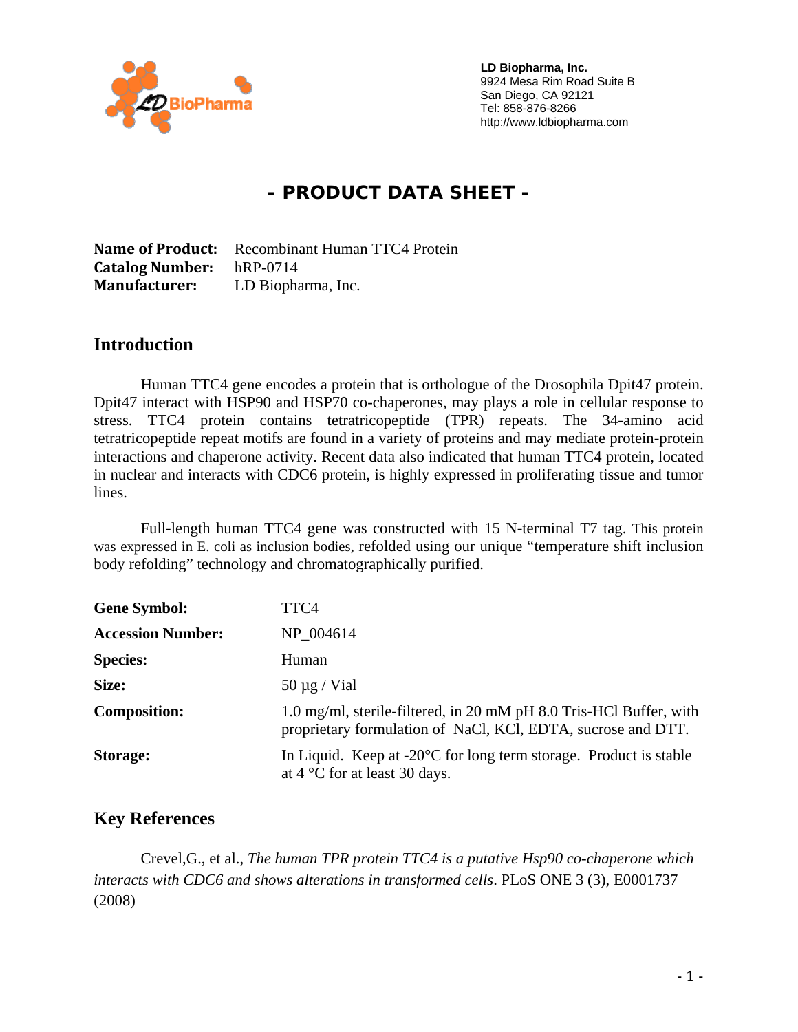**LD Biopharma, Inc.**
9924 Mesa Rim Road Suite B
San Diego, CA 92121
Tel: 858-876-8266
http://www.ldbiopharma.com

# - PRODUCT DATA SHEET -

**Name of Product:** Recombinant Human TTC4 Protein
**Catalog Number:** hRP-0714
**Manufacturer:** LD Biopharma, Inc.

## Introduction

Human TTC4 gene encodes a protein that is orthologue of the Drosophila Dpit47 protein. Dpit47 interact with HSP90 and HSP70 co-chaperones, may plays a role in cellular response to stress. TTC4 protein contains tetratricopeptide (TPR) repeats. The 34-amino acid tetratricopeptide repeat motifs are found in a variety of proteins and may mediate protein-protein interactions and chaperone activity. Recent data also indicated that human TTC4 protein, located in nuclear and interacts with CDC6 protein, is highly expressed in proliferating tissue and tumor lines.

Full-length human TTC4 gene was constructed with 15 N-terminal T7 tag. This protein was expressed in E. coli as inclusion bodies, refolded using our unique "temperature shift inclusion body refolding" technology and chromatographically purified.

| | |
|---|---|
| **Gene Symbol:** | TTC4 |
| **Accession Number:** | NP_004614 |
| **Species:** | Human |
| **Size:** | 50 µg / Vial |
| **Composition:** | 1.0 mg/ml, sterile-filtered, in 20 mM pH 8.0 Tris-HCl Buffer, with proprietary formulation of NaCl, KCl, EDTA, sucrose and DTT. |
| **Storage:** | In Liquid. Keep at -20°C for long term storage. Product is stable at 4 °C for at least 30 days. |

## Key References

Crevel,G., et al., *The human TPR protein TTC4 is a putative Hsp90 co-chaperone which interacts with CDC6 and shows alterations in transformed cells*. PLoS ONE 3 (3), E0001737 (2008)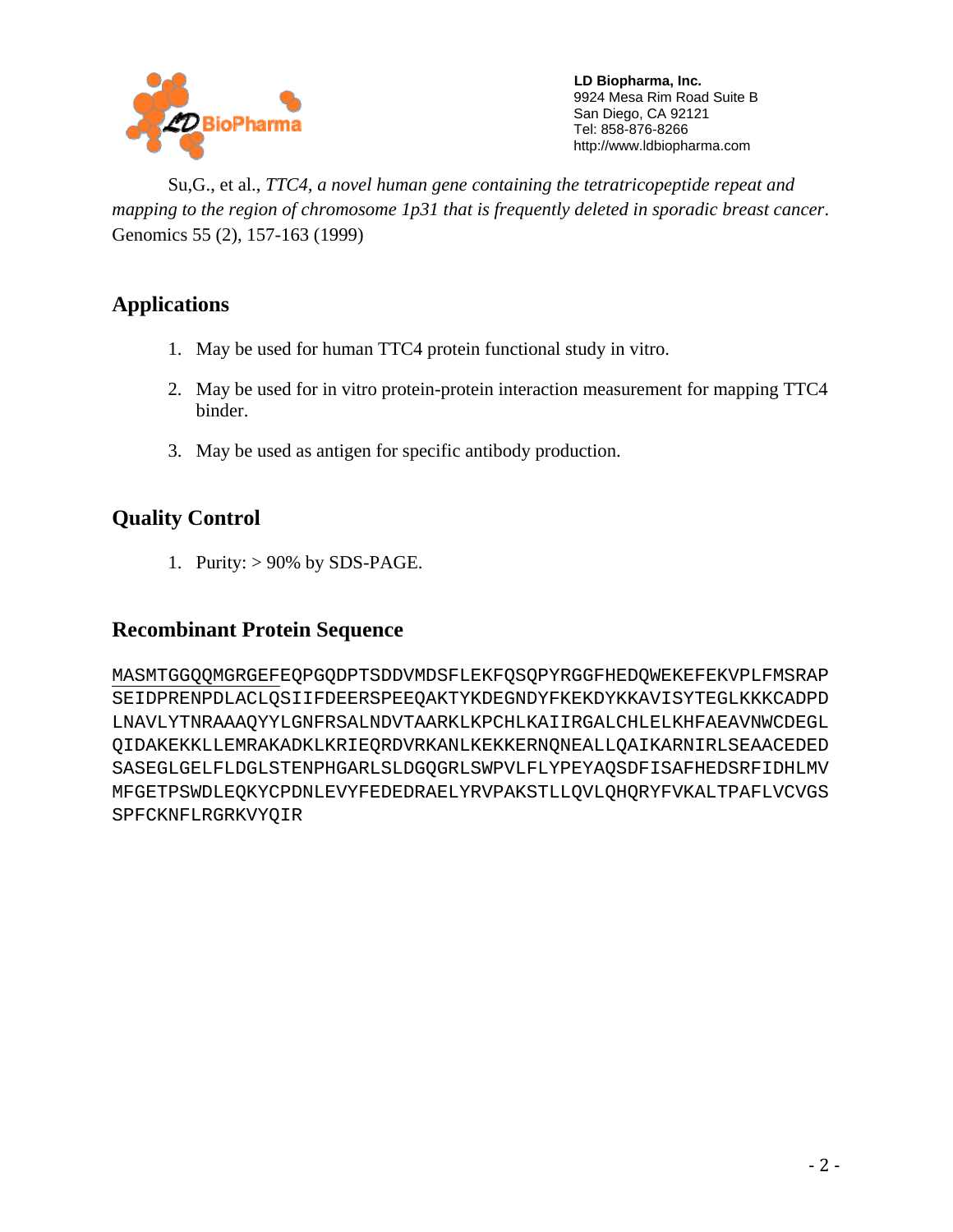Su,G., et al., *TTC4, a novel human gene containing the tetratricopeptide repeat and mapping to the region of chromosome 1p31 that is frequently deleted in sporadic breast cancer*. Genomics 55 (2), 157-163 (1999)

## Applications

1. May be used for human TTC4 protein functional study in vitro.
2. May be used for in vitro protein-protein interaction measurement for mapping TTC4 binder.
3. May be used as antigen for specific antibody production.

## Quality Control

1. Purity: > 90% by SDS-PAGE.

## Recombinant Protein Sequence

```
MASMTGGQQMGRGEFEQPGQDPTSDDVMDSFLEKFQSQPYRGGFHEDQWEKEFEKVPLFMSRAP
SEIDPRENPDLACLQSIIFDEERSPEEQAKTYKDEGNDYFKEKDYKKAVISYTEGLKKKCADPD
LNAVLYTNRAAAQYYLGNFRSALNDVTAARKLKPCHLKAIIRGALCHLELKHFAEAVNWCDEGL
QIDAKEKKLLEMRAKADKLKRIEQRDVRKANLKEKKERNQNEALLQAIKARNIRLSEAACEDED
SASEGLGELFLDGLSTENPHGARLSLDGQGRLSWPVLFLYPEYAQSDFISAFHEDSRFIDHLMV
MFGETPSWDLEQKYCPDNLEVYFEDEDRAELYRVPAKSTLLQVLQHQRYFVKALTPAFLVCVGS
SPFCKNFLRGRKVYQIR
```